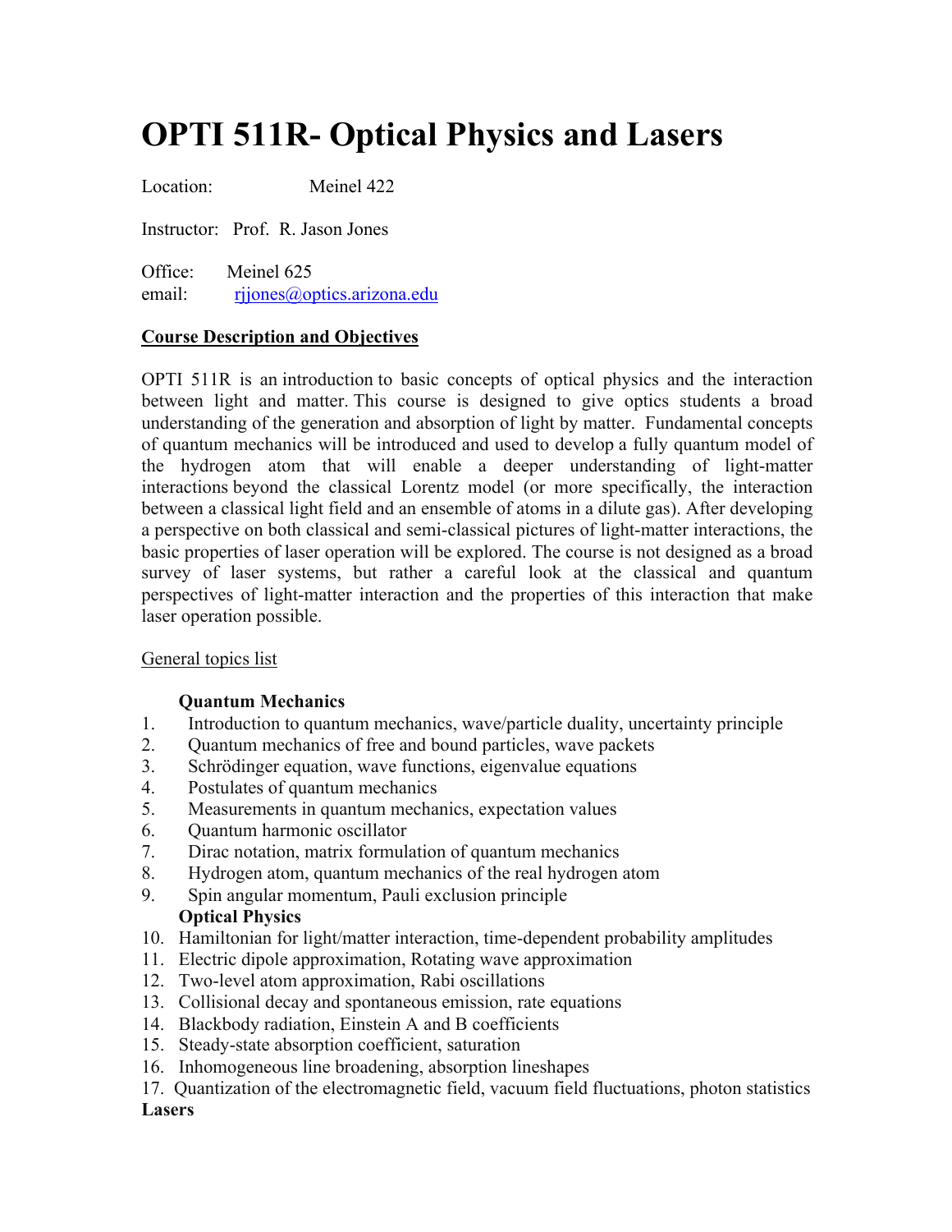# OPTI 511R- Optical Physics and Lasers

Location: Meinel 422

Instructor: Prof. R. Jason Jones

Office: Meinel 625
email: rjjones@optics.arizona.edu

**Course Description and Objectives**

OPTI 511R is an introduction to basic concepts of optical physics and the interaction between light and matter. This course is designed to give optics students a broad understanding of the generation and absorption of light by matter. Fundamental concepts of quantum mechanics will be introduced and used to develop a fully quantum model of the hydrogen atom that will enable a deeper understanding of light-matter interactions beyond the classical Lorentz model (or more specifically, the interaction between a classical light field and an ensemble of atoms in a dilute gas). After developing a perspective on both classical and semi-classical pictures of light-matter interactions, the basic properties of laser operation will be explored. The course is not designed as a broad survey of laser systems, but rather a careful look at the classical and quantum perspectives of light-matter interaction and the properties of this interaction that make laser operation possible.

General topics list

**Quantum Mechanics**

1. Introduction to quantum mechanics, wave/particle duality, uncertainty principle
2. Quantum mechanics of free and bound particles, wave packets
3. Schrödinger equation, wave functions, eigenvalue equations
4. Postulates of quantum mechanics
5. Measurements in quantum mechanics, expectation values
6. Quantum harmonic oscillator
7. Dirac notation, matrix formulation of quantum mechanics
8. Hydrogen atom, quantum mechanics of the real hydrogen atom
9. Spin angular momentum, Pauli exclusion principle

**Optical Physics**

10. Hamiltonian for light/matter interaction, time-dependent probability amplitudes
11. Electric dipole approximation, Rotating wave approximation
12. Two-level atom approximation, Rabi oscillations
13. Collisional decay and spontaneous emission, rate equations
14. Blackbody radiation, Einstein A and B coefficients
15. Steady-state absorption coefficient, saturation
16. Inhomogeneous line broadening, absorption lineshapes
17. Quantization of the electromagnetic field, vacuum field fluctuations, photon statistics

**Lasers**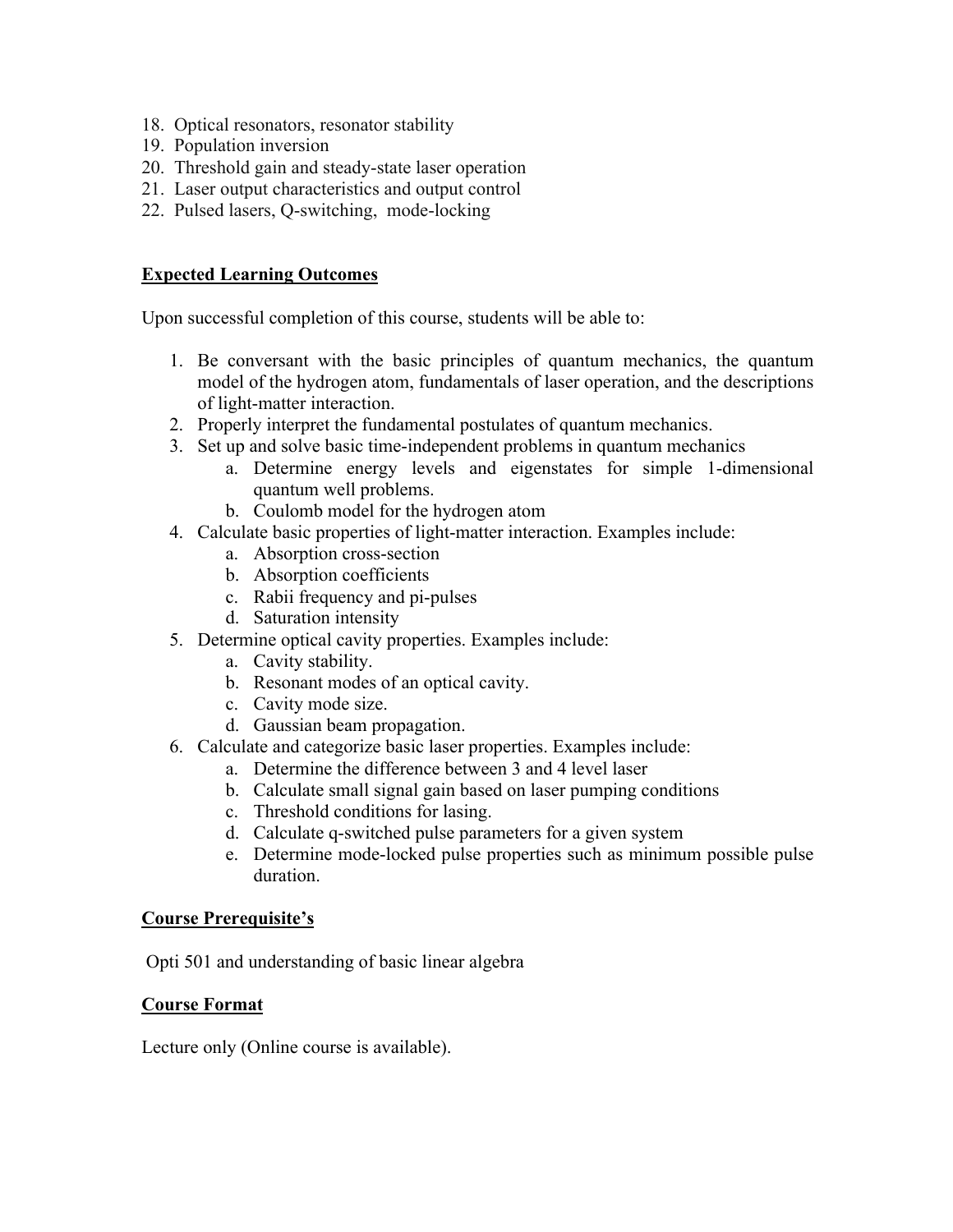18. Optical resonators, resonator stability
19. Population inversion
20. Threshold gain and steady-state laser operation
21. Laser output characteristics and output control
22. Pulsed lasers, Q-switching, mode-locking

## Expected Learning Outcomes

Upon successful completion of this course, students will be able to:

1. Be conversant with the basic principles of quantum mechanics, the quantum model of the hydrogen atom, fundamentals of laser operation, and the descriptions of light-matter interaction.
2. Properly interpret the fundamental postulates of quantum mechanics.
3. Set up and solve basic time-independent problems in quantum mechanics
   a. Determine energy levels and eigenstates for simple 1-dimensional quantum well problems.
   b. Coulomb model for the hydrogen atom
4. Calculate basic properties of light-matter interaction. Examples include:
   a. Absorption cross-section
   b. Absorption coefficients
   c. Rabii frequency and pi-pulses
   d. Saturation intensity
5. Determine optical cavity properties. Examples include:
   a. Cavity stability.
   b. Resonant modes of an optical cavity.
   c. Cavity mode size.
   d. Gaussian beam propagation.
6. Calculate and categorize basic laser properties. Examples include:
   a. Determine the difference between 3 and 4 level laser
   b. Calculate small signal gain based on laser pumping conditions
   c. Threshold conditions for lasing.
   d. Calculate q-switched pulse parameters for a given system
   e. Determine mode-locked pulse properties such as minimum possible pulse duration.

## Course Prerequisite's

Opti 501 and understanding of basic linear algebra

## Course Format

Lecture only (Online course is available).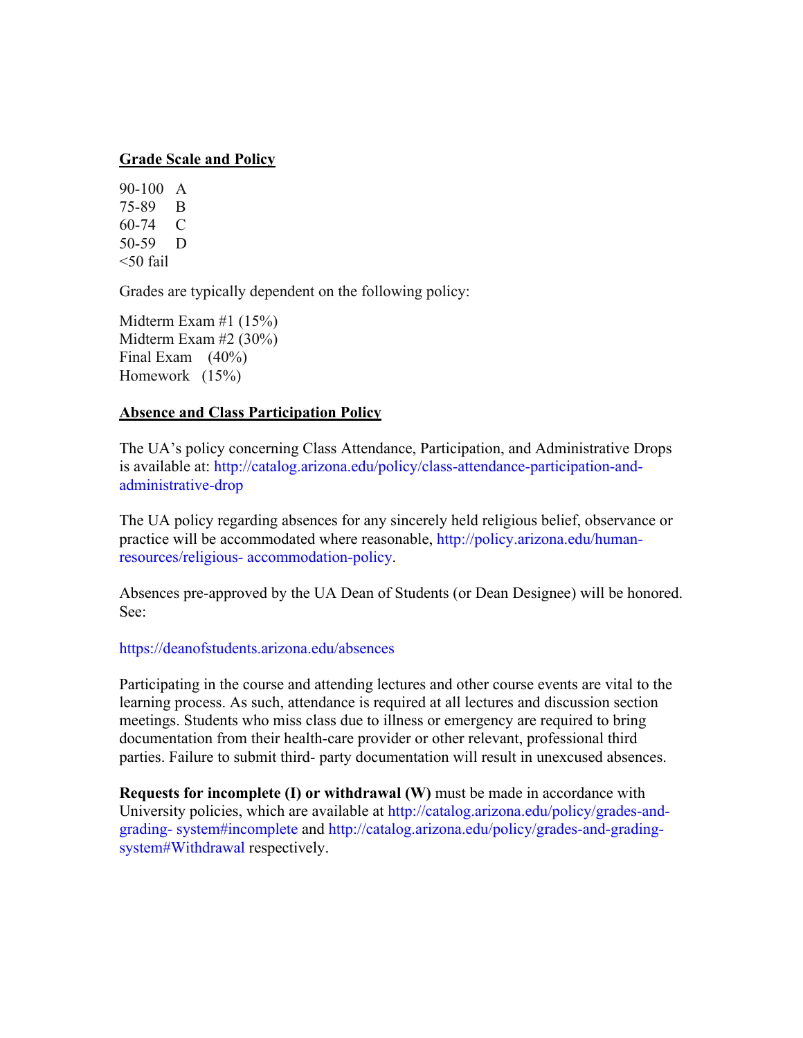## Grade Scale and Policy

90-100 A
75-89 B
60-74 C
50-59 D
<50 fail

Grades are typically dependent on the following policy:

Midterm Exam #1 (15%)
Midterm Exam #2 (30%)
Final Exam (40%)
Homework (15%)

## Absence and Class Participation Policy

The UA's policy concerning Class Attendance, Participation, and Administrative Drops is available at: http://catalog.arizona.edu/policy/class-attendance-participation-and-administrative-drop

The UA policy regarding absences for any sincerely held religious belief, observance or practice will be accommodated where reasonable, http://policy.arizona.edu/human-resources/religious- accommodation-policy.

Absences pre-approved by the UA Dean of Students (or Dean Designee) will be honored. See:

https://deanofstudents.arizona.edu/absences

Participating in the course and attending lectures and other course events are vital to the learning process. As such, attendance is required at all lectures and discussion section meetings. Students who miss class due to illness or emergency are required to bring documentation from their health-care provider or other relevant, professional third parties. Failure to submit third- party documentation will result in unexcused absences.

**Requests for incomplete (I) or withdrawal (W)** must be made in accordance with University policies, which are available at http://catalog.arizona.edu/policy/grades-and-grading- system#incomplete and http://catalog.arizona.edu/policy/grades-and-grading-system#Withdrawal respectively.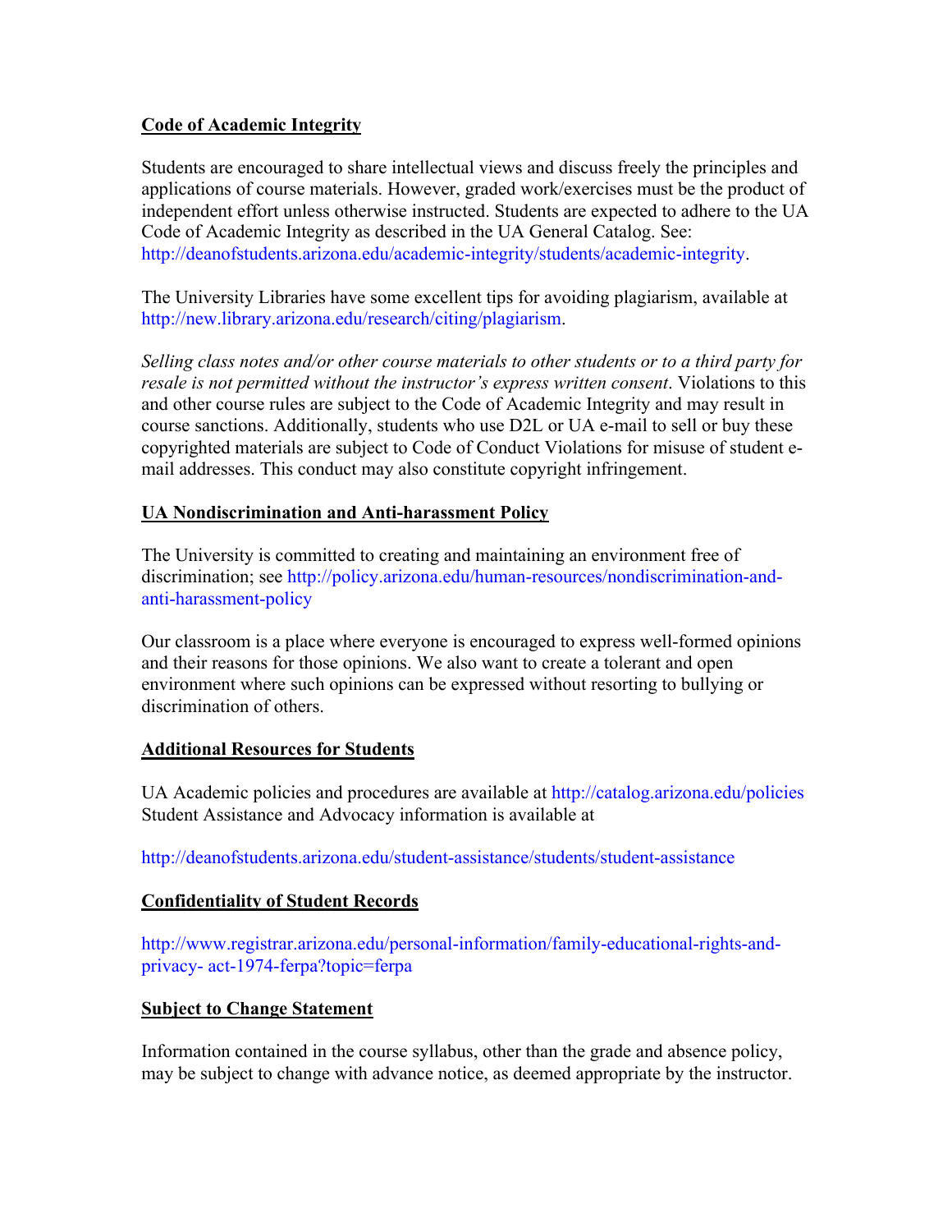**Code of Academic Integrity**

Students are encouraged to share intellectual views and discuss freely the principles and applications of course materials. However, graded work/exercises must be the product of independent effort unless otherwise instructed. Students are expected to adhere to the UA Code of Academic Integrity as described in the UA General Catalog. See: http://deanofstudents.arizona.edu/academic-integrity/students/academic-integrity.

The University Libraries have some excellent tips for avoiding plagiarism, available at http://new.library.arizona.edu/research/citing/plagiarism.

*Selling class notes and/or other course materials to other students or to a third party for resale is not permitted without the instructor's express written consent*. Violations to this and other course rules are subject to the Code of Academic Integrity and may result in course sanctions. Additionally, students who use D2L or UA e-mail to sell or buy these copyrighted materials are subject to Code of Conduct Violations for misuse of student e-mail addresses. This conduct may also constitute copyright infringement.

**UA Nondiscrimination and Anti-harassment Policy**

The University is committed to creating and maintaining an environment free of discrimination; see http://policy.arizona.edu/human-resources/nondiscrimination-and-anti-harassment-policy

Our classroom is a place where everyone is encouraged to express well-formed opinions and their reasons for those opinions. We also want to create a tolerant and open environment where such opinions can be expressed without resorting to bullying or discrimination of others.

**Additional Resources for Students**

UA Academic policies and procedures are available at http://catalog.arizona.edu/policies Student Assistance and Advocacy information is available at

http://deanofstudents.arizona.edu/student-assistance/students/student-assistance

**Confidentiality of Student Records**

http://www.registrar.arizona.edu/personal-information/family-educational-rights-and-privacy- act-1974-ferpa?topic=ferpa

**Subject to Change Statement**

Information contained in the course syllabus, other than the grade and absence policy, may be subject to change with advance notice, as deemed appropriate by the instructor.